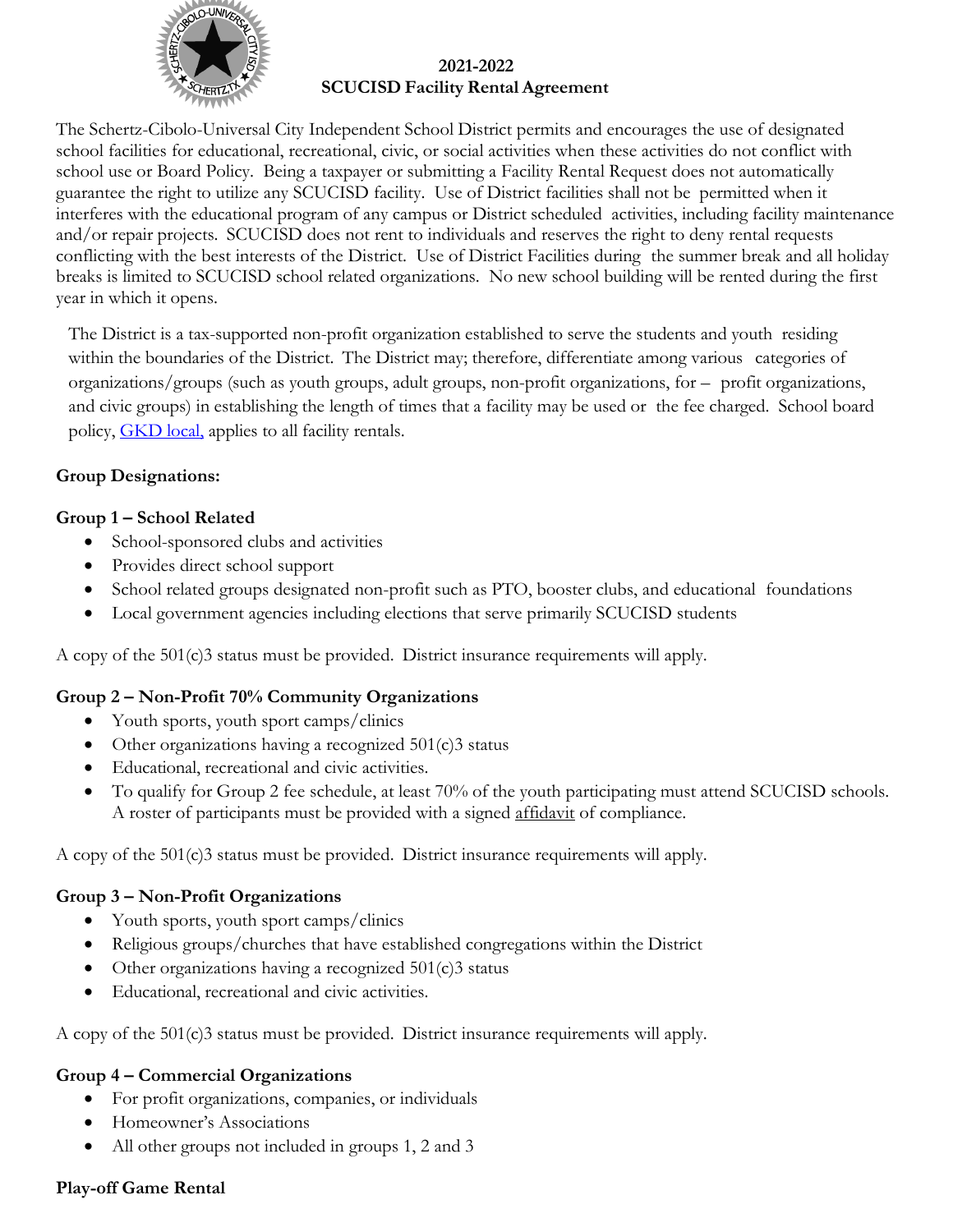# 2021-2022
# SCUCISD Facility Rental Agreement

The Schertz-Cibolo-Universal City Independent School District permits and encourages the use of designated school facilities for educational, recreational, civic, or social activities when these activities do not conflict with school use or Board Policy. Being a taxpayer or submitting a Facility Rental Request does not automatically guarantee the right to utilize any SCUCISD facility. Use of District facilities shall not be permitted when it interferes with the educational program of any campus or District scheduled activities, including facility maintenance and/or repair projects. SCUCISD does not rent to individuals and reserves the right to deny rental requests conflicting with the best interests of the District. Use of District Facilities during the summer break and all holiday breaks is limited to SCUCISD school related organizations. No new school building will be rented during the first year in which it opens.

The District is a tax-supported non-profit organization established to serve the students and youth residing within the boundaries of the District. The District may; therefore, differentiate among various categories of organizations/groups (such as youth groups, adult groups, non-profit organizations, for – profit organizations, and civic groups) in establishing the length of times that a facility may be used or the fee charged. School board policy, GKD local, applies to all facility rentals.

**Group Designations:**

**Group 1 – School Related**

- School-sponsored clubs and activities
- Provides direct school support
- School related groups designated non-profit such as PTO, booster clubs, and educational foundations
- Local government agencies including elections that serve primarily SCUCISD students

A copy of the 501(c)3 status must be provided. District insurance requirements will apply.

**Group 2 – Non-Profit 70% Community Organizations**

- Youth sports, youth sport camps/clinics
- Other organizations having a recognized 501(c)3 status
- Educational, recreational and civic activities.
- To qualify for Group 2 fee schedule, at least 70% of the youth participating must attend SCUCISD schools. A roster of participants must be provided with a signed affidavit of compliance.

A copy of the 501(c)3 status must be provided. District insurance requirements will apply.

**Group 3 – Non-Profit Organizations**

- Youth sports, youth sport camps/clinics
- Religious groups/churches that have established congregations within the District
- Other organizations having a recognized 501(c)3 status
- Educational, recreational and civic activities.

A copy of the 501(c)3 status must be provided. District insurance requirements will apply.

**Group 4 – Commercial Organizations**

- For profit organizations, companies, or individuals
- Homeowner's Associations
- All other groups not included in groups 1, 2 and 3

**Play-off Game Rental**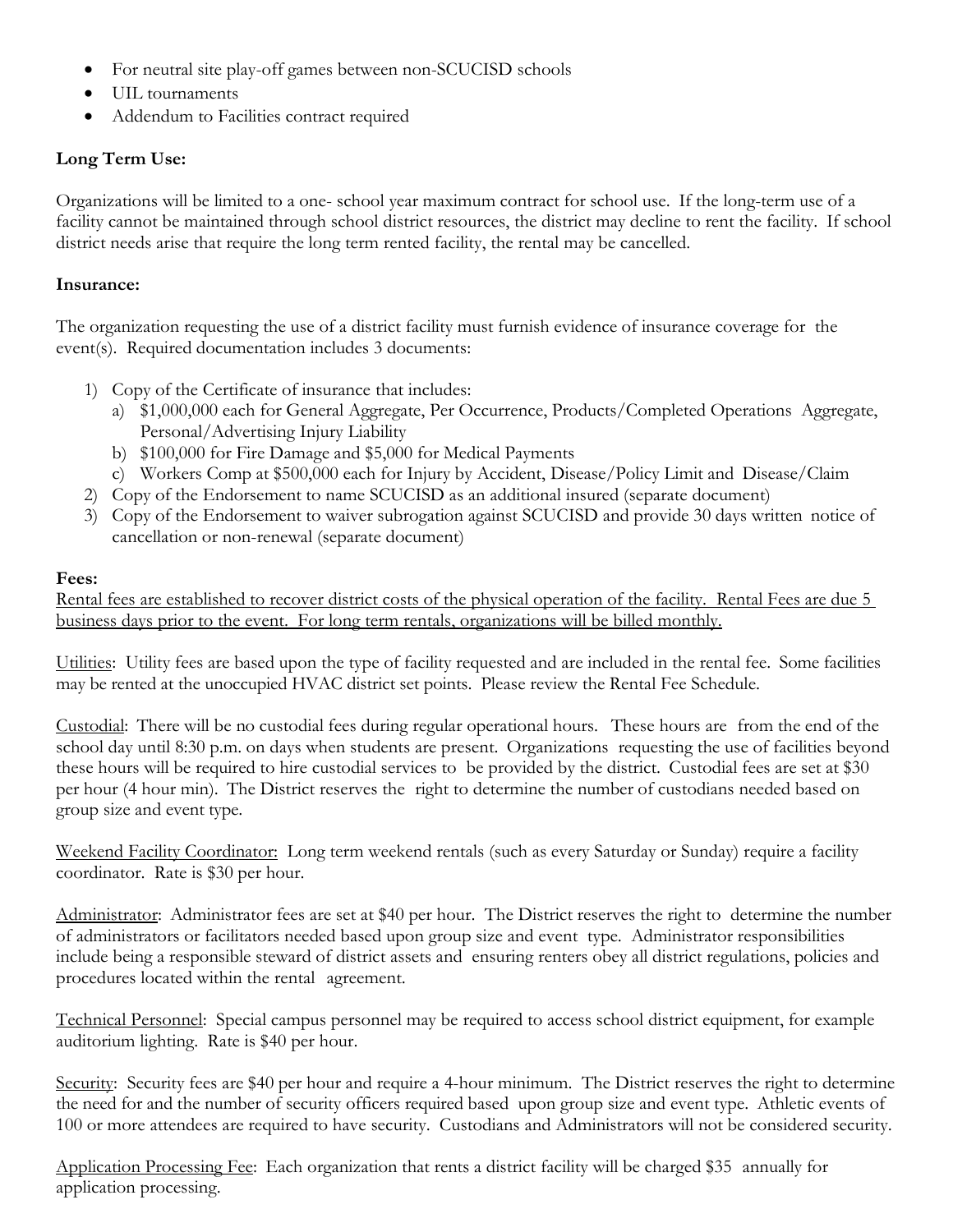- For neutral site play-off games between non-SCUCISD schools
- UIL tournaments
- Addendum to Facilities contract required

**Long Term Use:**

Organizations will be limited to a one- school year maximum contract for school use. If the long-term use of a facility cannot be maintained through school district resources, the district may decline to rent the facility. If school district needs arise that require the long term rented facility, the rental may be cancelled.

**Insurance:**

The organization requesting the use of a district facility must furnish evidence of insurance coverage for the event(s). Required documentation includes 3 documents:

1) Copy of the Certificate of insurance that includes:
   a) $1,000,000 each for General Aggregate, Per Occurrence, Products/Completed Operations Aggregate, Personal/Advertising Injury Liability
   b) $100,000 for Fire Damage and $5,000 for Medical Payments
   c) Workers Comp at $500,000 each for Injury by Accident, Disease/Policy Limit and Disease/Claim
2) Copy of the Endorsement to name SCUCISD as an additional insured (separate document)
3) Copy of the Endorsement to waiver subrogation against SCUCISD and provide 30 days written notice of cancellation or non-renewal (separate document)

**Fees:**

<u>Rental fees are established to recover district costs of the physical operation of the facility. Rental Fees are due 5 business days prior to the event. For long term rentals, organizations will be billed monthly.</u>

<u>Utilities</u>: Utility fees are based upon the type of facility requested and are included in the rental fee. Some facilities may be rented at the unoccupied HVAC district set points. Please review the Rental Fee Schedule.

<u>Custodial</u>: There will be no custodial fees during regular operational hours. These hours are from the end of the school day until 8:30 p.m. on days when students are present. Organizations requesting the use of facilities beyond these hours will be required to hire custodial services to be provided by the district. Custodial fees are set at $30 per hour (4 hour min). The District reserves the right to determine the number of custodians needed based on group size and event type.

<u>Weekend Facility Coordinator:</u> Long term weekend rentals (such as every Saturday or Sunday) require a facility coordinator. Rate is $30 per hour.

<u>Administrator</u>: Administrator fees are set at $40 per hour. The District reserves the right to determine the number of administrators or facilitators needed based upon group size and event type. Administrator responsibilities include being a responsible steward of district assets and ensuring renters obey all district regulations, policies and procedures located within the rental agreement.

<u>Technical Personnel</u>: Special campus personnel may be required to access school district equipment, for example auditorium lighting. Rate is $40 per hour.

<u>Security</u>: Security fees are $40 per hour and require a 4-hour minimum. The District reserves the right to determine the need for and the number of security officers required based upon group size and event type. Athletic events of 100 or more attendees are required to have security. Custodians and Administrators will not be considered security.

<u>Application Processing Fee</u>: Each organization that rents a district facility will be charged $35 annually for application processing.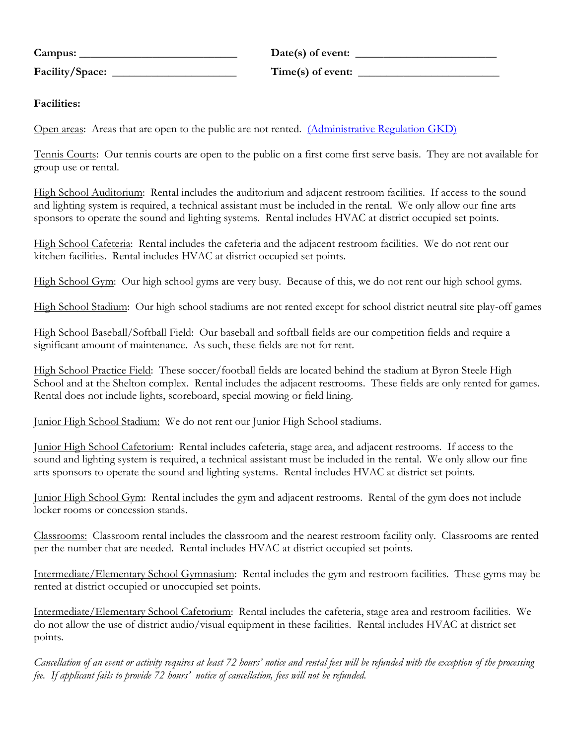**Campus:** ____________________________ **Date(s) of event:** _________________________

**Facility/Space:** ______________________ **Time(s) of event:** _________________________

**Facilities:**

Open areas: Areas that are open to the public are not rented. [(Administrative Regulation GKD)]()

Tennis Courts: Our tennis courts are open to the public on a first come first serve basis. They are not available for group use or rental.

High School Auditorium: Rental includes the auditorium and adjacent restroom facilities. If access to the sound and lighting system is required, a technical assistant must be included in the rental. We only allow our fine arts sponsors to operate the sound and lighting systems. Rental includes HVAC at district occupied set points.

High School Cafeteria: Rental includes the cafeteria and the adjacent restroom facilities. We do not rent our kitchen facilities. Rental includes HVAC at district occupied set points.

High School Gym: Our high school gyms are very busy. Because of this, we do not rent our high school gyms.

High School Stadium: Our high school stadiums are not rented except for school district neutral site play-off games

High School Baseball/Softball Field: Our baseball and softball fields are our competition fields and require a significant amount of maintenance. As such, these fields are not for rent.

High School Practice Field: These soccer/football fields are located behind the stadium at Byron Steele High School and at the Shelton complex. Rental includes the adjacent restrooms. These fields are only rented for games. Rental does not include lights, scoreboard, special mowing or field lining.

Junior High School Stadium: We do not rent our Junior High School stadiums.

Junior High School Cafetorium: Rental includes cafeteria, stage area, and adjacent restrooms. If access to the sound and lighting system is required, a technical assistant must be included in the rental. We only allow our fine arts sponsors to operate the sound and lighting systems. Rental includes HVAC at district set points.

Junior High School Gym: Rental includes the gym and adjacent restrooms. Rental of the gym does not include locker rooms or concession stands.

Classrooms: Classroom rental includes the classroom and the nearest restroom facility only. Classrooms are rented per the number that are needed. Rental includes HVAC at district occupied set points.

Intermediate/Elementary School Gymnasium: Rental includes the gym and restroom facilities. These gyms may be rented at district occupied or unoccupied set points.

Intermediate/Elementary School Cafetorium: Rental includes the cafeteria, stage area and restroom facilities. We do not allow the use of district audio/visual equipment in these facilities. Rental includes HVAC at district set points.

*Cancellation of an event or activity requires at least 72 hours' notice and rental fees will be refunded with the exception of the processing fee. If applicant fails to provide 72 hours' notice of cancellation, fees will not be refunded.*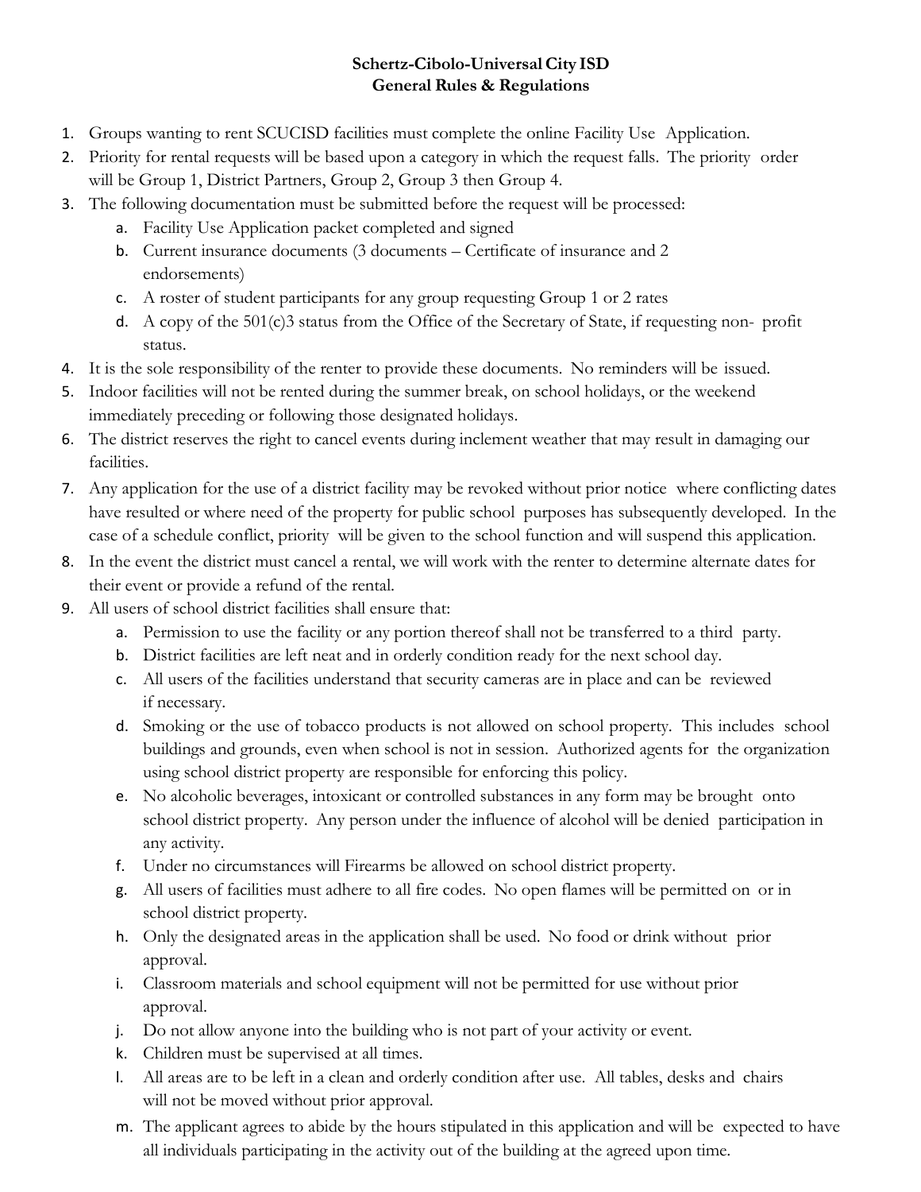**Schertz-Cibolo-Universal City ISD**
**General Rules & Regulations**

1. Groups wanting to rent SCUCISD facilities must complete the online Facility Use Application.
2. Priority for rental requests will be based upon a category in which the request falls. The priority order will be Group 1, District Partners, Group 2, Group 3 then Group 4.
3. The following documentation must be submitted before the request will be processed:
   a. Facility Use Application packet completed and signed
   b. Current insurance documents (3 documents – Certificate of insurance and 2 endorsements)
   c. A roster of student participants for any group requesting Group 1 or 2 rates
   d. A copy of the 501(c)3 status from the Office of the Secretary of State, if requesting non- profit status.
4. It is the sole responsibility of the renter to provide these documents. No reminders will be issued.
5. Indoor facilities will not be rented during the summer break, on school holidays, or the weekend immediately preceding or following those designated holidays.
6. The district reserves the right to cancel events during inclement weather that may result in damaging our facilities.
7. Any application for the use of a district facility may be revoked without prior notice where conflicting dates have resulted or where need of the property for public school purposes has subsequently developed. In the case of a schedule conflict, priority will be given to the school function and will suspend this application.
8. In the event the district must cancel a rental, we will work with the renter to determine alternate dates for their event or provide a refund of the rental.
9. All users of school district facilities shall ensure that:
   a. Permission to use the facility or any portion thereof shall not be transferred to a third party.
   b. District facilities are left neat and in orderly condition ready for the next school day.
   c. All users of the facilities understand that security cameras are in place and can be reviewed if necessary.
   d. Smoking or the use of tobacco products is not allowed on school property. This includes school buildings and grounds, even when school is not in session. Authorized agents for the organization using school district property are responsible for enforcing this policy.
   e. No alcoholic beverages, intoxicant or controlled substances in any form may be brought onto school district property. Any person under the influence of alcohol will be denied participation in any activity.
   f. Under no circumstances will Firearms be allowed on school district property.
   g. All users of facilities must adhere to all fire codes. No open flames will be permitted on or in school district property.
   h. Only the designated areas in the application shall be used. No food or drink without prior approval.
   i. Classroom materials and school equipment will not be permitted for use without prior approval.
   j. Do not allow anyone into the building who is not part of your activity or event.
   k. Children must be supervised at all times.
   l. All areas are to be left in a clean and orderly condition after use. All tables, desks and chairs will not be moved without prior approval.
   m. The applicant agrees to abide by the hours stipulated in this application and will be expected to have all individuals participating in the activity out of the building at the agreed upon time.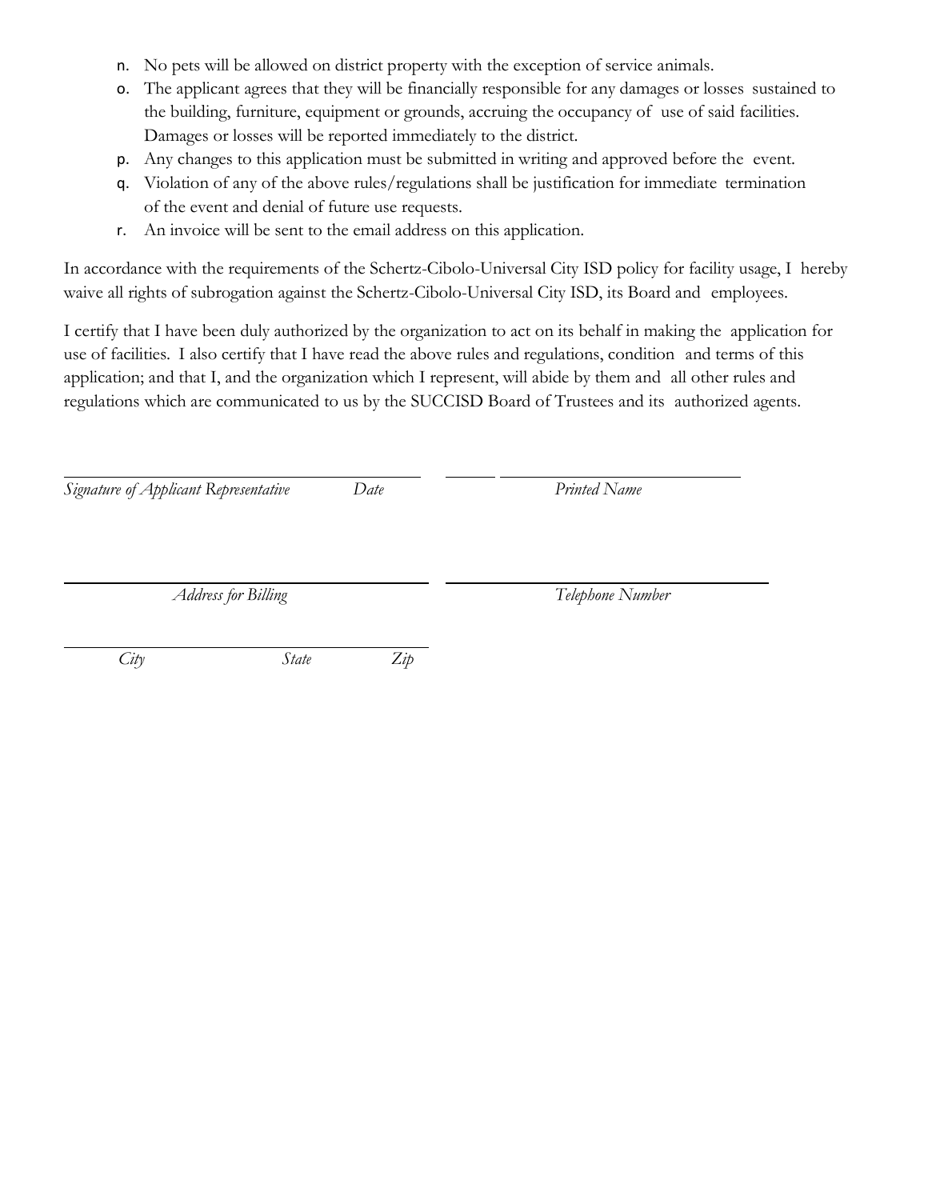n. No pets will be allowed on district property with the exception of service animals.
o. The applicant agrees that they will be financially responsible for any damages or losses sustained to the building, furniture, equipment or grounds, accruing the occupancy of use of said facilities. Damages or losses will be reported immediately to the district.
p. Any changes to this application must be submitted in writing and approved before the event.
q. Violation of any of the above rules/regulations shall be justification for immediate termination of the event and denial of future use requests.
r. An invoice will be sent to the email address on this application.

In accordance with the requirements of the Schertz-Cibolo-Universal City ISD policy for facility usage, I hereby waive all rights of subrogation against the Schertz-Cibolo-Universal City ISD, its Board and employees.

I certify that I have been duly authorized by the organization to act on its behalf in making the application for use of facilities. I also certify that I have read the above rules and regulations, condition and terms of this application; and that I, and the organization which I represent, will abide by them and all other rules and regulations which are communicated to us by the SUCCISD Board of Trustees and its authorized agents.

_______________________________________ __________ ______________________________

*Signature of Applicant Representative* *Date* *Printed Name*

_______________________________________ ______________________________

*Address for Billing* *Telephone Number*

_______________________________________

*City* *State* *Zip*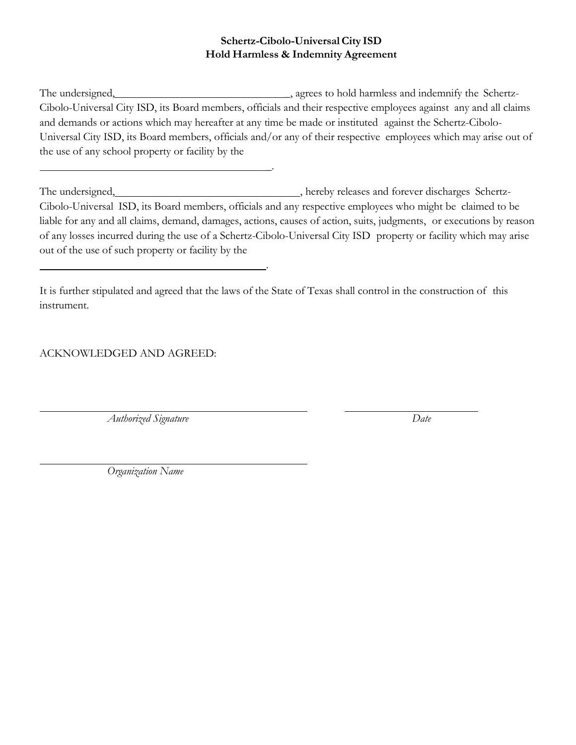**Schertz-Cibolo-Universal City ISD**
**Hold Harmless & Indemnity Agreement**

The undersigned,________________________________, agrees to hold harmless and indemnify the Schertz-Cibolo-Universal City ISD, its Board members, officials and their respective employees against any and all claims and demands or actions which may hereafter at any time be made or instituted against the Schertz-Cibolo-Universal City ISD, its Board members, officials and/or any of their respective employees which may arise out of the use of any school property or facility by the

_____________________________________________.

The undersigned,__________________________________, hereby releases and forever discharges Schertz-Cibolo-Universal ISD, its Board members, officials and any respective employees who might be claimed to be liable for any and all claims, demand, damages, actions, causes of action, suits, judgments, or executions by reason of any losses incurred during the use of a Schertz-Cibolo-Universal City ISD property or facility which may arise out of the use of such property or facility by the

_____________________________________________.

It is further stipulated and agreed that the laws of the State of Texas shall control in the construction of this instrument.

ACKNOWLEDGED AND AGREED:

_______________________________________________ ______________________
*Authorized Signature* *Date*

_______________________________________________
*Organization Name*